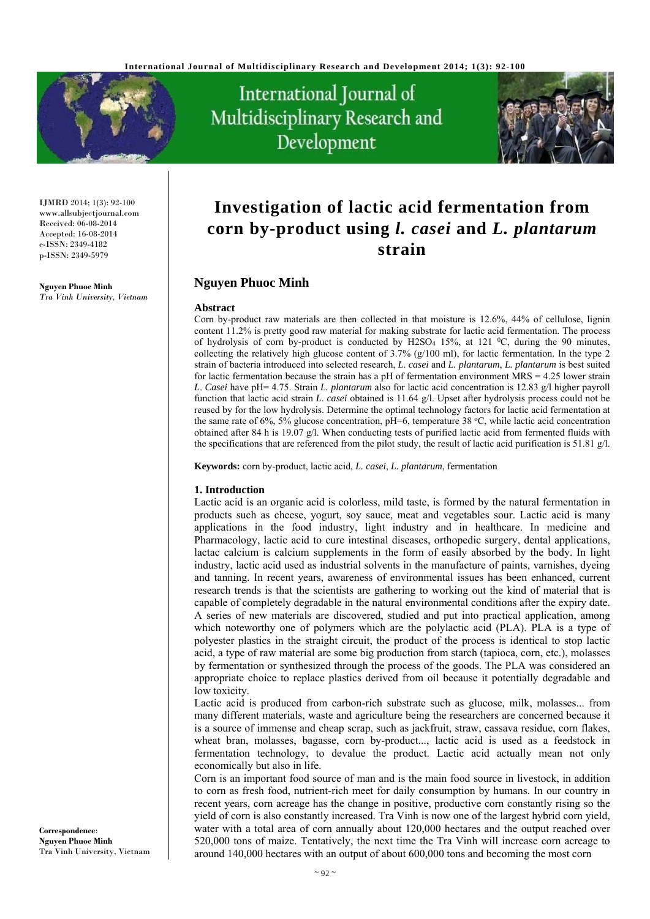IJMRD 2014; 1(3): 92-100
www.allsubjectjournal.com
Received: 06-08-2014
Accepted: 16-08-2014
e-ISSN: 2349-4182
p-ISSN: 2349-5979

**Nguyen Phuoc Minh**
*Tra Vinh University, Vietnam*

**Correspondence**:
**Nguyen Phuoc Minh**
Tra Vinh University, Vietnam

# Investigation of lactic acid fermentation from corn by-product using *l. casei* and *L. plantarum* strain

## Nguyen Phuoc Minh

### Abstract

Corn by-product raw materials are then collected in that moisture is 12.6%, 44% of cellulose, lignin content 11.2% is pretty good raw material for making substrate for lactic acid fermentation. The process of hydrolysis of corn by-product is conducted by $H_2SO_4$ 15%, at 121 $^0$C, during the 90 minutes, collecting the relatively high glucose content of 3.7% (g/100 ml), for lactic fermentation. In the type 2 strain of bacteria introduced into selected research, *L. casei* and *L. plantarum*, *L. plantarum* is best suited for lactic fermentation because the strain has a pH of fermentation environment MRS = 4.25 lower strain *L. Casei* have pH= 4.75. Strain *L. plantarum* also for lactic acid concentration is 12.83 g/l higher payroll function that lactic acid strain *L. casei* obtained is 11.64 g/l. Upset after hydrolysis process could not be reused by for the low hydrolysis. Determine the optimal technology factors for lactic acid fermentation at the same rate of 6%, 5% glucose concentration, pH=6, temperature 38 $^o$C, while lactic acid concentration obtained after 84 h is 19.07 g/l. When conducting tests of purified lactic acid from fermented fluids with the specifications that are referenced from the pilot study, the result of lactic acid purification is 51.81 g/l.

**Keywords:** corn by-product, lactic acid, *L. casei*, *L. plantarum*, fermentation

### 1. Introduction

Lactic acid is an organic acid is colorless, mild taste, is formed by the natural fermentation in products such as cheese, yogurt, soy sauce, meat and vegetables sour. Lactic acid is many applications in the food industry, light industry and in healthcare. In medicine and Pharmacology, lactic acid to cure intestinal diseases, orthopedic surgery, dental applications, lactac calcium is calcium supplements in the form of easily absorbed by the body. In light industry, lactic acid used as industrial solvents in the manufacture of paints, varnishes, dyeing and tanning. In recent years, awareness of environmental issues has been enhanced, current research trends is that the scientists are gathering to working out the kind of material that is capable of completely degradable in the natural environmental conditions after the expiry date. A series of new materials are discovered, studied and put into practical application, among which noteworthy one of polymers which are the polylactic acid (PLA). PLA is a type of polyester plastics in the straight circuit, the product of the process is identical to stop lactic acid, a type of raw material are some big production from starch (tapioca, corn, etc.), molasses by fermentation or synthesized through the process of the goods. The PLA was considered an appropriate choice to replace plastics derived from oil because it potentially degradable and low toxicity.

Lactic acid is produced from carbon-rich substrate such as glucose, milk, molasses... from many different materials, waste and agriculture being the researchers are concerned because it is a source of immense and cheap scrap, such as jackfruit, straw, cassava residue, corn flakes, wheat bran, molasses, bagasse, corn by-product..., lactic acid is used as a feedstock in fermentation technology, to devalue the product. Lactic acid actually mean not only economically but also in life.

Corn is an important food source of man and is the main food source in livestock, in addition to corn as fresh food, nutrient-rich meet for daily consumption by humans. In our country in recent years, corn acreage has the change in positive, productive corn constantly rising so the yield of corn is also constantly increased. Tra Vinh is now one of the largest hybrid corn yield, water with a total area of corn annually about 120,000 hectares and the output reached over 520,000 tons of maize. Tentatively, the next time the Tra Vinh will increase corn acreage to around 140,000 hectares with an output of about 600,000 tons and becoming the most corn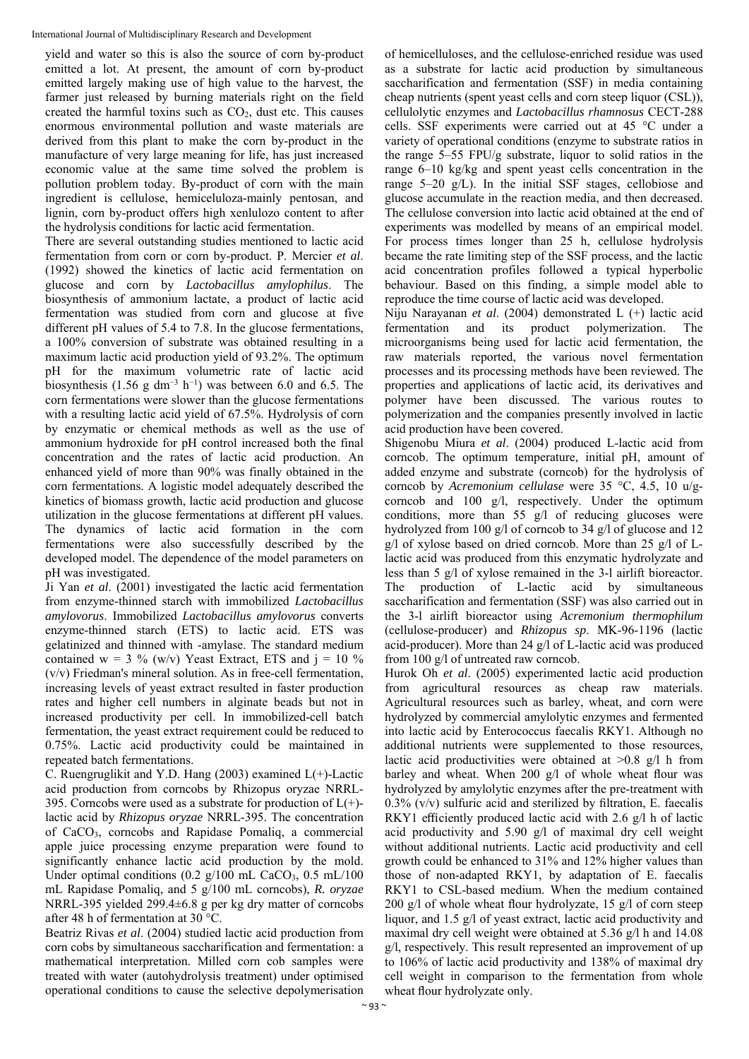yield and water so this is also the source of corn by-product emitted a lot. At present, the amount of corn by-product emitted largely making use of high value to the harvest, the farmer just released by burning materials right on the field created the harmful toxins such as $CO_2$, dust etc. This causes enormous environmental pollution and waste materials are derived from this plant to make the corn by-product in the manufacture of very large meaning for life, has just increased economic value at the same time solved the problem is pollution problem today. By-product of corn with the main ingredient is cellulose, hemiceluloza-mainly pentosan, and lignin, corn by-product offers high xenlulozo content to after the hydrolysis conditions for lactic acid fermentation.

There are several outstanding studies mentioned to lactic acid fermentation from corn or corn by-product. P. Mercier *et al*. (1992) showed the kinetics of lactic acid fermentation on glucose and corn by *Lactobacillus amylophilus*. The biosynthesis of ammonium lactate, a product of lactic acid fermentation was studied from corn and glucose at five different pH values of 5.4 to 7.8. In the glucose fermentations, a 100% conversion of substrate was obtained resulting in a maximum lactic acid production yield of 93.2%. The optimum pH for the maximum volumetric rate of lactic acid biosynthesis (1.56 g $dm^{-3}$ $h^{-1}$) was between 6.0 and 6.5. The corn fermentations were slower than the glucose fermentations with a resulting lactic acid yield of 67.5%. Hydrolysis of corn by enzymatic or chemical methods as well as the use of ammonium hydroxide for pH control increased both the final concentration and the rates of lactic acid production. An enhanced yield of more than 90% was finally obtained in the corn fermentations. A logistic model adequately described the kinetics of biomass growth, lactic acid production and glucose utilization in the glucose fermentations at different pH values. The dynamics of lactic acid formation in the corn fermentations were also successfully described by the developed model. The dependence of the model parameters on pH was investigated.

Ji Yan *et al*. (2001) investigated the lactic acid fermentation from enzyme-thinned starch with immobilized *Lactobacillus amylovorus*. Immobilized *Lactobacillus amylovorus* converts enzyme-thinned starch (ETS) to lactic acid. ETS was gelatinized and thinned with -amylase. The standard medium contained w = 3 % (w/v) Yeast Extract, ETS and j = 10 % (v/v) Friedman's mineral solution. As in free-cell fermentation, increasing levels of yeast extract resulted in faster production rates and higher cell numbers in alginate beads but not in increased productivity per cell. In immobilized-cell batch fermentation, the yeast extract requirement could be reduced to 0.75%. Lactic acid productivity could be maintained in repeated batch fermentations.

C. Ruengruglikit and Y.D. Hang (2003) examined L(+)-Lactic acid production from corncobs by Rhizopus oryzae NRRL-395. Corncobs were used as a substrate for production of L(+)-lactic acid by *Rhizopus oryzae* NRRL-395. The concentration of $CaCO_3$, corncobs and Rapidase Pomaliq, a commercial apple juice processing enzyme preparation were found to significantly enhance lactic acid production by the mold. Under optimal conditions (0.2 g/100 mL $CaCO_3$, 0.5 mL/100 mL Rapidase Pomaliq, and 5 g/100 mL corncobs), *R. oryzae* NRRL-395 yielded 299.4±6.8 g per kg dry matter of corncobs after 48 h of fermentation at 30 °C.

Beatriz Rivas *et al*. (2004) studied lactic acid production from corn cobs by simultaneous saccharification and fermentation: a mathematical interpretation. Milled corn cob samples were treated with water (autohydrolysis treatment) under optimised operational conditions to cause the selective depolymerisation of hemicelluloses, and the cellulose-enriched residue was used as a substrate for lactic acid production by simultaneous saccharification and fermentation (SSF) in media containing cheap nutrients (spent yeast cells and corn steep liquor (CSL)), cellulolytic enzymes and *Lactobacillus rhamnosus* CECT-288 cells. SSF experiments were carried out at 45 °C under a variety of operational conditions (enzyme to substrate ratios in the range 5–55 FPU/g substrate, liquor to solid ratios in the range 6–10 kg/kg and spent yeast cells concentration in the range 5–20 g/L). In the initial SSF stages, cellobiose and glucose accumulate in the reaction media, and then decreased. The cellulose conversion into lactic acid obtained at the end of experiments was modelled by means of an empirical model. For process times longer than 25 h, cellulose hydrolysis became the rate limiting step of the SSF process, and the lactic acid concentration profiles followed a typical hyperbolic behaviour. Based on this finding, a simple model able to reproduce the time course of lactic acid was developed.

Niju Narayanan *et al*. (2004) demonstrated L (+) lactic acid fermentation and its product polymerization. The microorganisms being used for lactic acid fermentation, the raw materials reported, the various novel fermentation processes and its processing methods have been reviewed. The properties and applications of lactic acid, its derivatives and polymer have been discussed. The various routes to polymerization and the companies presently involved in lactic acid production have been covered.

Shigenobu Miura *et al*. (2004) produced L-lactic acid from corncob. The optimum temperature, initial pH, amount of added enzyme and substrate (corncob) for the hydrolysis of corncob by *Acremonium cellulase* were 35 °C, 4.5, 10 u/g-corncob and 100 g/l, respectively. Under the optimum conditions, more than 55 g/l of reducing glucoses were hydrolyzed from 100 g/l of corncob to 34 g/l of glucose and 12 g/l of xylose based on dried corncob. More than 25 g/l of L-lactic acid was produced from this enzymatic hydrolyzate and less than 5 g/l of xylose remained in the 3-l airlift bioreactor. The production of L-lactic acid by simultaneous saccharification and fermentation (SSF) was also carried out in the 3-l airlift bioreactor using *Acremonium thermophilum* (cellulose-producer) and *Rhizopus sp*. MK-96-1196 (lactic acid-producer). More than 24 g/l of L-lactic acid was produced from 100 g/l of untreated raw corncob.

Hurok Oh *et al*. (2005) experimented lactic acid production from agricultural resources as cheap raw materials. Agricultural resources such as barley, wheat, and corn were hydrolyzed by commercial amylolytic enzymes and fermented into lactic acid by Enterococcus faecalis RKY1. Although no additional nutrients were supplemented to those resources, lactic acid productivities were obtained at >0.8 g/l h from barley and wheat. When 200 g/l of whole wheat flour was hydrolyzed by amylolytic enzymes after the pre-treatment with 0.3% (v/v) sulfuric acid and sterilized by filtration, E. faecalis RKY1 efficiently produced lactic acid with 2.6 g/l h of lactic acid productivity and 5.90 g/l of maximal dry cell weight without additional nutrients. Lactic acid productivity and cell growth could be enhanced to 31% and 12% higher values than those of non-adapted RKY1, by adaptation of E. faecalis RKY1 to CSL-based medium. When the medium contained 200 g/l of whole wheat flour hydrolyzate, 15 g/l of corn steep liquor, and 1.5 g/l of yeast extract, lactic acid productivity and maximal dry cell weight were obtained at 5.36 g/l h and 14.08 g/l, respectively. This result represented an improvement of up to 106% of lactic acid productivity and 138% of maximal dry cell weight in comparison to the fermentation from whole wheat flour hydrolyzate only.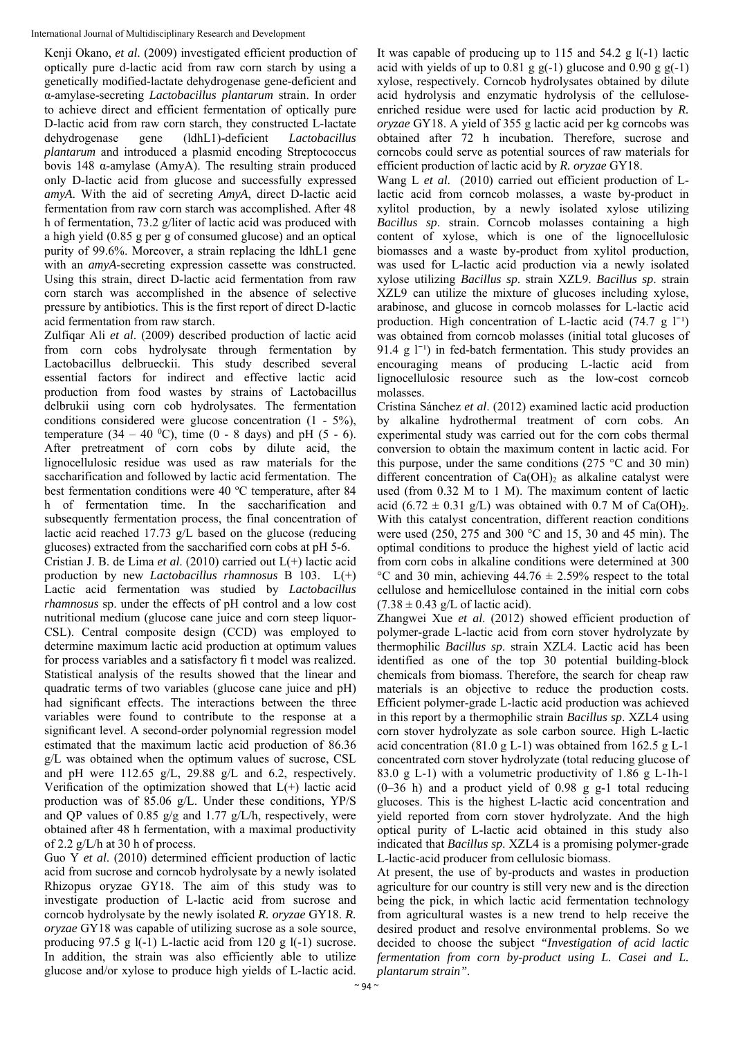Kenji Okano, *et al*. (2009) investigated efficient production of optically pure d-lactic acid from raw corn starch by using a genetically modified-lactate dehydrogenase gene-deficient and α-amylase-secreting *Lactobacillus plantarum* strain. In order to achieve direct and efficient fermentation of optically pure D-lactic acid from raw corn starch, they constructed L-lactate dehydrogenase gene (ldhL1)-deficient *Lactobacillus plantarum* and introduced a plasmid encoding Streptococcus bovis 148 α-amylase (AmyA). The resulting strain produced only D-lactic acid from glucose and successfully expressed *amyA*. With the aid of secreting *AmyA*, direct D-lactic acid fermentation from raw corn starch was accomplished. After 48 h of fermentation, 73.2 g/liter of lactic acid was produced with a high yield (0.85 g per g of consumed glucose) and an optical purity of 99.6%. Moreover, a strain replacing the ldhL1 gene with an *amyA*-secreting expression cassette was constructed. Using this strain, direct D-lactic acid fermentation from raw corn starch was accomplished in the absence of selective pressure by antibiotics. This is the first report of direct D-lactic acid fermentation from raw starch.

Zulfiqar Ali *et al*. (2009) described production of lactic acid from corn cobs hydrolysate through fermentation by Lactobacillus delbrueckii. This study described several essential factors for indirect and effective lactic acid production from food wastes by strains of Lactobacillus delbrukii using corn cob hydrolysates. The fermentation conditions considered were glucose concentration (1 - 5%), temperature (34 – 40 $^0$C), time (0 - 8 days) and pH (5 - 6). After pretreatment of corn cobs by dilute acid, the lignocellulosic residue was used as raw materials for the saccharification and followed by lactic acid fermentation. The best fermentation conditions were 40 $^o$C temperature, after 84 h of fermentation time. In the saccharification and subsequently fermentation process, the final concentration of lactic acid reached 17.73 g/L based on the glucose (reducing glucoses) extracted from the saccharified corn cobs at pH 5-6.

Cristian J. B. de Lima *et al*. (2010) carried out L(+) lactic acid production by new *Lactobacillus rhamnosus* B 103. L(+) Lactic acid fermentation was studied by *Lactobacillus rhamnosus* sp. under the effects of pH control and a low cost nutritional medium (glucose cane juice and corn steep liquor-CSL). Central composite design (CCD) was employed to determine maximum lactic acid production at optimum values for process variables and a satisfactory fi t model was realized. Statistical analysis of the results showed that the linear and quadratic terms of two variables (glucose cane juice and pH) had significant effects. The interactions between the three variables were found to contribute to the response at a significant level. A second-order polynomial regression model estimated that the maximum lactic acid production of 86.36 g/L was obtained when the optimum values of sucrose, CSL and pH were 112.65 g/L, 29.88 g/L and 6.2, respectively. Verification of the optimization showed that L(+) lactic acid production was of 85.06 g/L. Under these conditions, YP/S and QP values of 0.85 g/g and 1.77 g/L/h, respectively, were obtained after 48 h fermentation, with a maximal productivity of 2.2 g/L/h at 30 h of process.

Guo Y *et al*. (2010) determined efficient production of lactic acid from sucrose and corncob hydrolysate by a newly isolated Rhizopus oryzae GY18. The aim of this study was to investigate production of L-lactic acid from sucrose and corncob hydrolysate by the newly isolated *R. oryzae* GY18. *R. oryzae* GY18 was capable of utilizing sucrose as a sole source, producing 97.5 g l(-1) L-lactic acid from 120 g l(-1) sucrose. In addition, the strain was also efficiently able to utilize glucose and/or xylose to produce high yields of L-lactic acid. It was capable of producing up to 115 and 54.2 g l(-1) lactic acid with yields of up to 0.81 g g(-1) glucose and 0.90 g g(-1) xylose, respectively. Corncob hydrolysates obtained by dilute acid hydrolysis and enzymatic hydrolysis of the cellulose-enriched residue were used for lactic acid production by *R. oryzae* GY18. A yield of 355 g lactic acid per kg corncobs was obtained after 72 h incubation. Therefore, sucrose and corncobs could serve as potential sources of raw materials for efficient production of lactic acid by *R. oryzae* GY18.

Wang L *et al*. (2010) carried out efficient production of L-lactic acid from corncob molasses, a waste by-product in xylitol production, by a newly isolated xylose utilizing *Bacillus sp*. strain. Corncob molasses containing a high content of xylose, which is one of the lignocellulosic biomasses and a waste by-product from xylitol production, was used for L-lactic acid production via a newly isolated xylose utilizing *Bacillus sp*. strain XZL9. *Bacillus sp*. strain XZL9 can utilize the mixture of glucoses including xylose, arabinose, and glucose in corncob molasses for L-lactic acid production. High concentration of L-lactic acid (74.7 g $l^{-1}$) was obtained from corncob molasses (initial total glucoses of 91.4 g $l^{-1}$) in fed-batch fermentation. This study provides an encouraging means of producing L-lactic acid from lignocellulosic resource such as the low-cost corncob molasses.

Cristina Sánchez *et al*. (2012) examined lactic acid production by alkaline hydrothermal treatment of corn cobs. An experimental study was carried out for the corn cobs thermal conversion to obtain the maximum content in lactic acid. For this purpose, under the same conditions (275 °C and 30 min) different concentration of $Ca(OH)_2$ as alkaline catalyst were used (from 0.32 M to 1 M). The maximum content of lactic acid (6.72 ± 0.31 g/L) was obtained with 0.7 M of $Ca(OH)_2$. With this catalyst concentration, different reaction conditions were used (250, 275 and 300 °C and 15, 30 and 45 min). The optimal conditions to produce the highest yield of lactic acid from corn cobs in alkaline conditions were determined at 300 °C and 30 min, achieving 44.76 ± 2.59% respect to the total cellulose and hemicellulose contained in the initial corn cobs (7.38 ± 0.43 g/L of lactic acid).

Zhangwei Xue *et al*. (2012) showed efficient production of polymer-grade L-lactic acid from corn stover hydrolyzate by thermophilic *Bacillus sp*. strain XZL4. Lactic acid has been identified as one of the top 30 potential building-block chemicals from biomass. Therefore, the search for cheap raw materials is an objective to reduce the production costs. Efficient polymer-grade L-lactic acid production was achieved in this report by a thermophilic strain *Bacillus sp*. XZL4 using corn stover hydrolyzate as sole carbon source. High L-lactic acid concentration (81.0 g L-1) was obtained from 162.5 g L-1 concentrated corn stover hydrolyzate (total reducing glucose of 83.0 g L-1) with a volumetric productivity of 1.86 g L-1h-1 (0–36 h) and a product yield of 0.98 g g-1 total reducing glucoses. This is the highest L-lactic acid concentration and yield reported from corn stover hydrolyzate. And the high optical purity of L-lactic acid obtained in this study also indicated that *Bacillus sp*. XZL4 is a promising polymer-grade L-lactic-acid producer from cellulosic biomass.

At present, the use of by-products and wastes in production agriculture for our country is still very new and is the direction being the pick, in which lactic acid fermentation technology from agricultural wastes is a new trend to help receive the desired product and resolve environmental problems. So we decided to choose the subject *"Investigation of acid lactic fermentation from corn by-product using L. Casei and L. plantarum strain"*.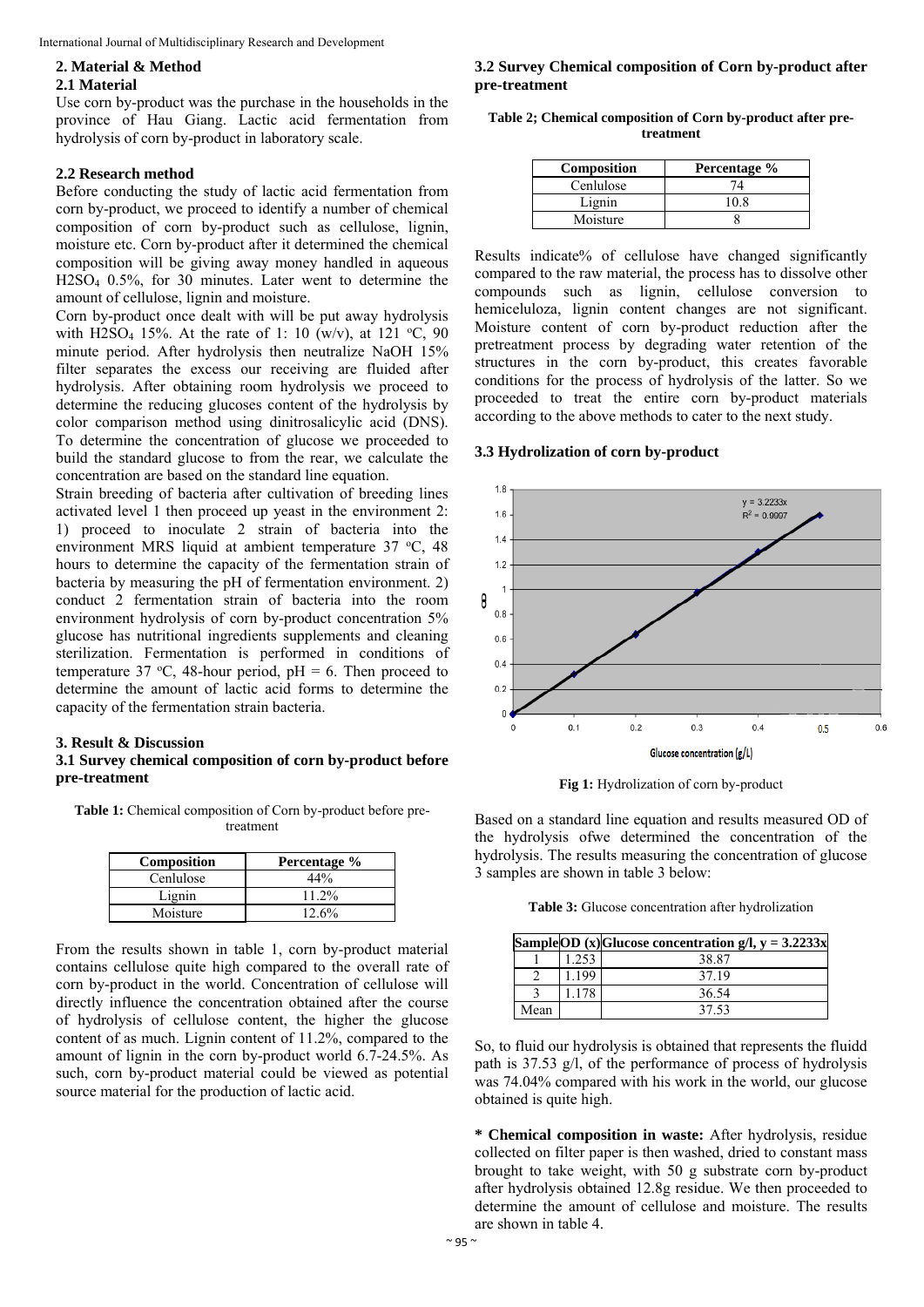## 2. Material & Method

### 2.1 Material

Use corn by-product was the purchase in the households in the province of Hau Giang. Lactic acid fermentation from hydrolysis of corn by-product in laboratory scale.

### 2.2 Research method

Before conducting the study of lactic acid fermentation from corn by-product, we proceed to identify a number of chemical composition of corn by-product such as cellulose, lignin, moisture etc. Corn by-product after it determined the chemical composition will be giving away money handled in aqueous $H2SO_4$ 0.5%, for 30 minutes. Later went to determine the amount of cellulose, lignin and moisture.

Corn by-product once dealt with will be put away hydrolysis with $H2SO_4$ 15%. At the rate of 1: 10 (w/v), at 121 °C, 90 minute period. After hydrolysis then neutralize NaOH 15% filter separates the excess our receiving are fluided after hydrolysis. After obtaining room hydrolysis we proceed to determine the reducing glucoses content of the hydrolysis by color comparison method using dinitrosalicylic acid (DNS). To determine the concentration of glucose we proceeded to build the standard glucose to from the rear, we calculate the concentration are based on the standard line equation.

Strain breeding of bacteria after cultivation of breeding lines activated level 1 then proceed up yeast in the environment 2: 1) proceed to inoculate 2 strain of bacteria into the environment MRS liquid at ambient temperature 37 °C, 48 hours to determine the capacity of the fermentation strain of bacteria by measuring the pH of fermentation environment. 2) conduct 2 fermentation strain of bacteria into the room environment hydrolysis of corn by-product concentration 5% glucose has nutritional ingredients supplements and cleaning sterilization. Fermentation is performed in conditions of temperature 37 °C, 48-hour period, pH = 6. Then proceed to determine the amount of lactic acid forms to determine the capacity of the fermentation strain bacteria.

## 3. Result & Discussion

### 3.1 Survey chemical composition of corn by-product before pre-treatment

**Table 1:** Chemical composition of Corn by-product before pre-treatment

| Composition | Percentage % |
|---|---|
| Cenlulose | 44% |
| Lignin | 11.2% |
| Moisture | 12.6% |

From the results shown in table 1, corn by-product material contains cellulose quite high compared to the overall rate of corn by-product in the world. Concentration of cellulose will directly influence the concentration obtained after the course of hydrolysis of cellulose content, the higher the glucose content of as much. Lignin content of 11.2%, compared to the amount of lignin in the corn by-product world 6.7-24.5%. As such, corn by-product material could be viewed as potential source material for the production of lactic acid.

### 3.2 Survey Chemical composition of Corn by-product after pre-treatment

**Table 2; Chemical composition of Corn by-product after pre-treatment**

| Composition | Percentage % |
|---|---|
| Cenlulose | 74 |
| Lignin | 10.8 |
| Moisture | 8 |

Results indicate% of cellulose have changed significantly compared to the raw material, the process has to dissolve other compounds such as lignin, cellulose conversion to hemiceluloza, lignin content changes are not significant. Moisture content of corn by-product reduction after the pretreatment process by degrading water retention of the structures in the corn by-product, this creates favorable conditions for the process of hydrolysis of the latter. So we proceeded to treat the entire corn by-product materials according to the above methods to cater to the next study.

### 3.3 Hydrolization of corn by-product

y = 3.2233x
$R^2$ = 0.9997
OD
Glucose concentration (g/L)
0, 0.1, 0.2, 0.3, 0.4, 0.5, 0.6
0, 0.2, 0.4, 0.6, 0.8, 1, 1.2, 1.4, 1.6, 1.8

**Fig 1:** Hydrolization of corn by-product

Based on a standard line equation and results measured OD of the hydrolysis ofwe determined the concentration of the hydrolysis. The results measuring the concentration of glucose 3 samples are shown in table 3 below:

**Table 3:** Glucose concentration after hydrolization

| Sample | OD (x) | Glucose concentration g/l, y = 3.2233x |
|---|---|---|
| 1 | 1.253 | 38.87 |
| 2 | 1.199 | 37.19 |
| 3 | 1.178 | 36.54 |
| Mean | | 37.53 |

So, to fluid our hydrolysis is obtained that represents the fluidd path is 37.53 g/l, of the performance of process of hydrolysis was 74.04% compared with his work in the world, our glucose obtained is quite high.

**\* Chemical composition in waste:** After hydrolysis, residue collected on filter paper is then washed, dried to constant mass brought to take weight, with 50 g substrate corn by-product after hydrolysis obtained 12.8g residue. We then proceeded to determine the amount of cellulose and moisture. The results are shown in table 4.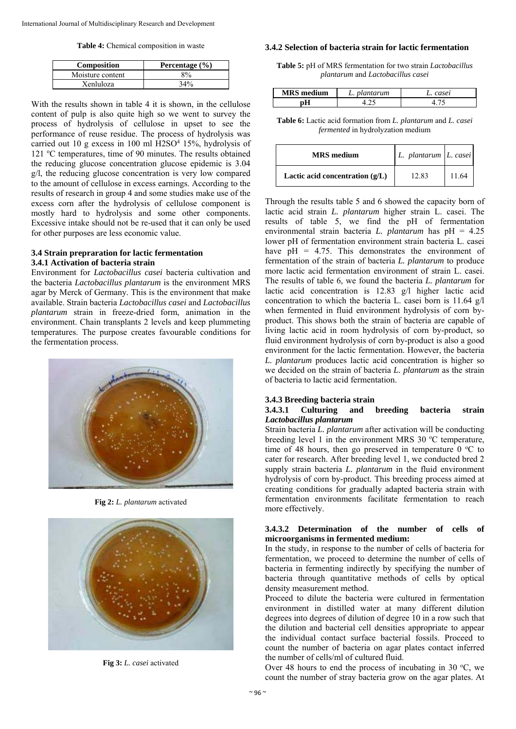**Table 4:** Chemical composition in waste

| Composition | Percentage (%) |
|---|---|
| Moisture content | 8% |
| Xenluloza | 34% |

With the results shown in table 4 it is shown, in the cellulose content of pulp is also quite high so we went to survey the process of hydrolysis of cellulose in upset to see the performance of reuse residue. The process of hydrolysis was carried out 10 g excess in 100 ml $H2SO^4$ 15%, hydrolysis of 121 °C temperatures, time of 90 minutes. The results obtained the reducing glucose concentration glucose epidemic is 3.04 g/l, the reducing glucose concentration is very low compared to the amount of cellulose in excess earnings. According to the results of research in group 4 and some studies make use of the excess corn after the hydrolysis of cellulose component is mostly hard to hydrolysis and some other components. Excessive intake should not be re-used that it can only be used for other purposes are less economic value.

### 3.4 Strain prepraration for lactic fermentation

#### 3.4.1 Activation of bacteria strain

Environment for *Lactobacillus casei* bacteria cultivation and the bacteria *Lactobacillus plantarum* is the environment MRS agar by Merck of Germany. This is the environment that make available. Strain bacteria *Lactobacillus casei* and *Lactobacillus plantarum* strain in freeze-dried form, animation in the environment. Chain transplants 2 levels and keep plummeting temperatures. The purpose creates favourable conditions for the fermentation process.

**Fig 2:** *L. plantarum* activated

**Fig 3:** *L. casei* activated

#### 3.4.2 Selection of bacteria strain for lactic fermentation

**Table 5:** pH of MRS fermentation for two strain *Lactobacillus plantarum* and *Lactobacillus casei*

| MRS medium | *L. plantarum* | *L. casei* |
|---|---|---|
| pH | 4.25 | 4.75 |

**Table 6:** Lactic acid formation from *L. plantarum* and *L. casei fermented* in hydrolyzation medium

| MRS medium | *L. plantarum* | *L. casei* |
|---|---|---|
| Lactic acid concentration (g/L) | 12.83 | 11.64 |

Through the results table 5 and 6 showed the capacity born of lactic acid strain *L. plantarum* higher strain L. casei. The results of table 5, we find the pH of fermentation environmental strain bacteria *L. plantarum* has pH = 4.25 lower pH of fermentation environment strain bacteria L. casei have pH = 4.75. This demonstrates the environment of fermentation of the strain of bacteria *L. plantarum* to produce more lactic acid fermentation environment of strain L. casei. The results of table 6, we found the bacteria *L. plantarum* for lactic acid concentration is 12.83 g/l higher lactic acid concentration to which the bacteria L. casei born is 11.64 g/l when fermented in fluid environment hydrolysis of corn by-product. This shows both the strain of bacteria are capable of living lactic acid in room hydrolysis of corn by-product, so fluid environment hydrolysis of corn by-product is also a good environment for the lactic fermentation. However, the bacteria *L. plantarum* produces lactic acid concentration is higher so we decided on the strain of bacteria *L. plantarum* as the strain of bacteria to lactic acid fermentation.

#### 3.4.3 Breeding bacteria strain

##### 3.4.3.1 Culturing and breeding bacteria strain *Lactobacillus plantarum*

Strain bacteria *L. plantarum* after activation will be conducting breeding level 1 in the environment MRS 30 °C temperature, time of 48 hours, then go preserved in temperature 0 °C to cater for research. After breeding level 1, we conducted bred 2 supply strain bacteria *L. plantarum* in the fluid environment hydrolysis of corn by-product. This breeding process aimed at creating conditions for gradually adapted bacteria strain with fermentation environments facilitate fermentation to reach more effectively.

##### 3.4.3.2 Determination of the number of cells of microorganisms in fermented medium:

In the study, in response to the number of cells of bacteria for fermentation, we proceed to determine the number of cells of bacteria in fermenting indirectly by specifying the number of bacteria through quantitative methods of cells by optical density measurement method.

Proceed to dilute the bacteria were cultured in fermentation environment in distilled water at many different dilution degrees into degrees of dilution of degree 10 in a row such that the dilution and bacterial cell densities appropriate to appear the individual contact surface bacterial fossils. Proceed to count the number of bacteria on agar plates contact inferred the number of cells/ml of cultured fluid.

Over 48 hours to end the process of incubating in 30 °C, we count the number of stray bacteria grow on the agar plates. At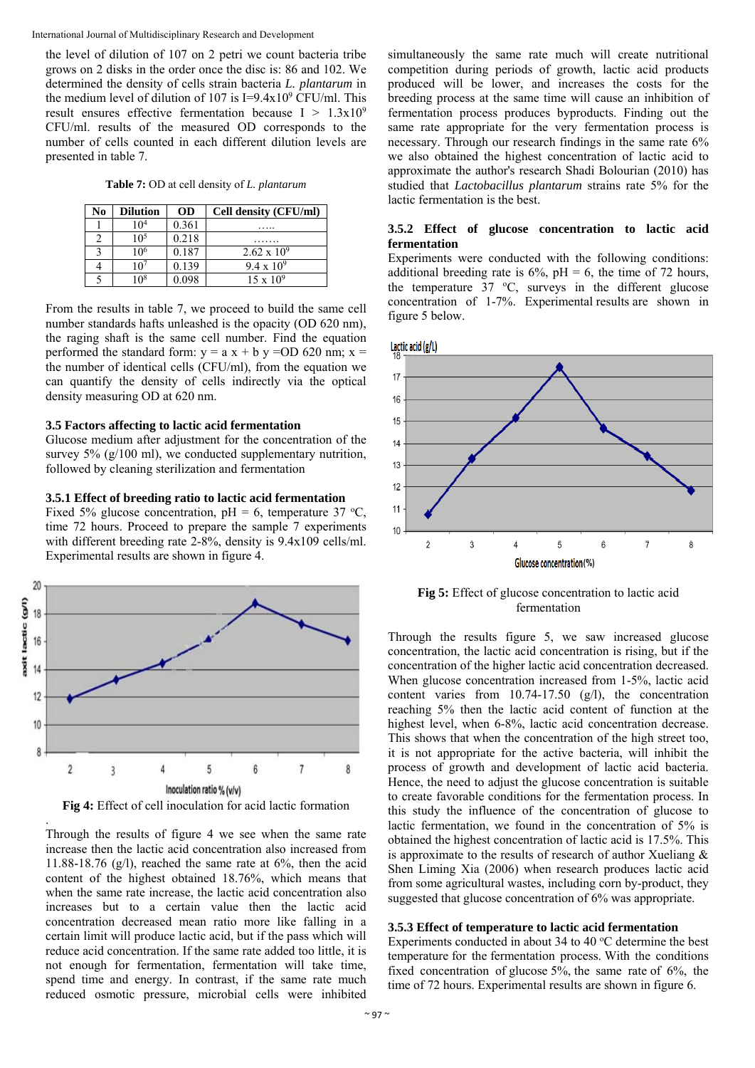the level of dilution of 107 on 2 petri we count bacteria tribe grows on 2 disks in the order once the disc is: 86 and 102. We determined the density of cells strain bacteria *L. plantarum* in the medium level of dilution of 107 is I=9.4x10$^9$ CFU/ml. This result ensures effective fermentation because I > 1.3x10$^9$ CFU/ml. results of the measured OD corresponds to the number of cells counted in each different dilution levels are presented in table 7.

**Table 7:** OD at cell density of *L. plantarum*

| No | Dilution | OD | Cell density (CFU/ml) |
|---|---|---|---|
| 1 | $10^4$ | 0.361 | ….. |
| 2 | $10^5$ | 0.218 | ……. |
| 3 | $10^6$ | 0.187 | 2.62 x $10^9$ |
| 4 | $10^7$ | 0.139 | 9.4 x $10^9$ |
| 5 | $10^8$ | 0.098 | 15 x $10^9$ |

From the results in table 7, we proceed to build the same cell number standards hafts unleashed is the opacity (OD 620 nm), the raging shaft is the same cell number. Find the equation performed the standard form: y = a x + b y =OD 620 nm; x = the number of identical cells (CFU/ml), from the equation we can quantify the density of cells indirectly via the optical density measuring OD at 620 nm.

### 3.5 Factors affecting to lactic acid fermentation

Glucose medium after adjustment for the concentration of the survey 5% (g/100 ml), we conducted supplementary nutrition, followed by cleaning sterilization and fermentation

### 3.5.1 Effect of breeding ratio to lactic acid fermentation

Fixed 5% glucose concentration, pH = 6, temperature 37 °C, time 72 hours. Proceed to prepare the sample 7 experiments with different breeding rate 2-8%, density is 9.4x109 cells/ml. Experimental results are shown in figure 4.

acit lactic (g/l)
20
18
16
14
12
10
8
2 3 4 5 6 7 8
Inoculation ratio % (v/v)

**Fig 4:** Effect of cell inoculation for acid lactic formation

.

Through the results of figure 4 we see when the same rate increase then the lactic acid concentration also increased from 11.88-18.76 (g/l), reached the same rate at 6%, then the acid content of the highest obtained 18.76%, which means that when the same rate increase, the lactic acid concentration also increases but to a certain value then the lactic acid concentration decreased mean ratio more like falling in a certain limit will produce lactic acid, but if the pass which will reduce acid concentration. If the same rate added too little, it is not enough for fermentation, fermentation will take time, spend time and energy. In contrast, if the same rate much reduced osmotic pressure, microbial cells were inhibited simultaneously the same rate much will create nutritional competition during periods of growth, lactic acid products produced will be lower, and increases the costs for the breeding process at the same time will cause an inhibition of fermentation process produces byproducts. Finding out the same rate appropriate for the very fermentation process is necessary. Through our research findings in the same rate 6% we also obtained the highest concentration of lactic acid to approximate the author's research Shadi Bolourian (2010) has studied that *Lactobacillus plantarum* strains rate 5% for the lactic fermentation is the best.

### 3.5.2 Effect of glucose concentration to lactic acid fermentation

Experiments were conducted with the following conditions: additional breeding rate is 6%, pH = 6, the time of 72 hours, the temperature 37 °C, surveys in the different glucose concentration of 1-7%. Experimental results are shown in figure 5 below.

Lactic acid (g/L)
18
17
16
15
14
13
12
11
10
2 3 4 5 6 7 8
Glucose concentration (%)

**Fig 5:** Effect of glucose concentration to lactic acid fermentation

Through the results figure 5, we saw increased glucose concentration, the lactic acid concentration is rising, but if the concentration of the higher lactic acid concentration decreased. When glucose concentration increased from 1-5%, lactic acid content varies from 10.74-17.50 (g/l), the concentration reaching 5% then the lactic acid content of function at the highest level, when 6-8%, lactic acid concentration decrease. This shows that when the concentration of the high street too, it is not appropriate for the active bacteria, will inhibit the process of growth and development of lactic acid bacteria. Hence, the need to adjust the glucose concentration is suitable to create favorable conditions for the fermentation process. In this study the influence of the concentration of glucose to lactic fermentation, we found in the concentration of 5% is obtained the highest concentration of lactic acid is 17.5%. This is approximate to the results of research of author Xueliang & Shen Liming Xia (2006) when research produces lactic acid from some agricultural wastes, including corn by-product, they suggested that glucose concentration of 6% was appropriate.

### 3.5.3 Effect of temperature to lactic acid fermentation

Experiments conducted in about 34 to 40 °C determine the best temperature for the fermentation process. With the conditions fixed concentration of glucose 5%, the same rate of 6%, the time of 72 hours. Experimental results are shown in figure 6.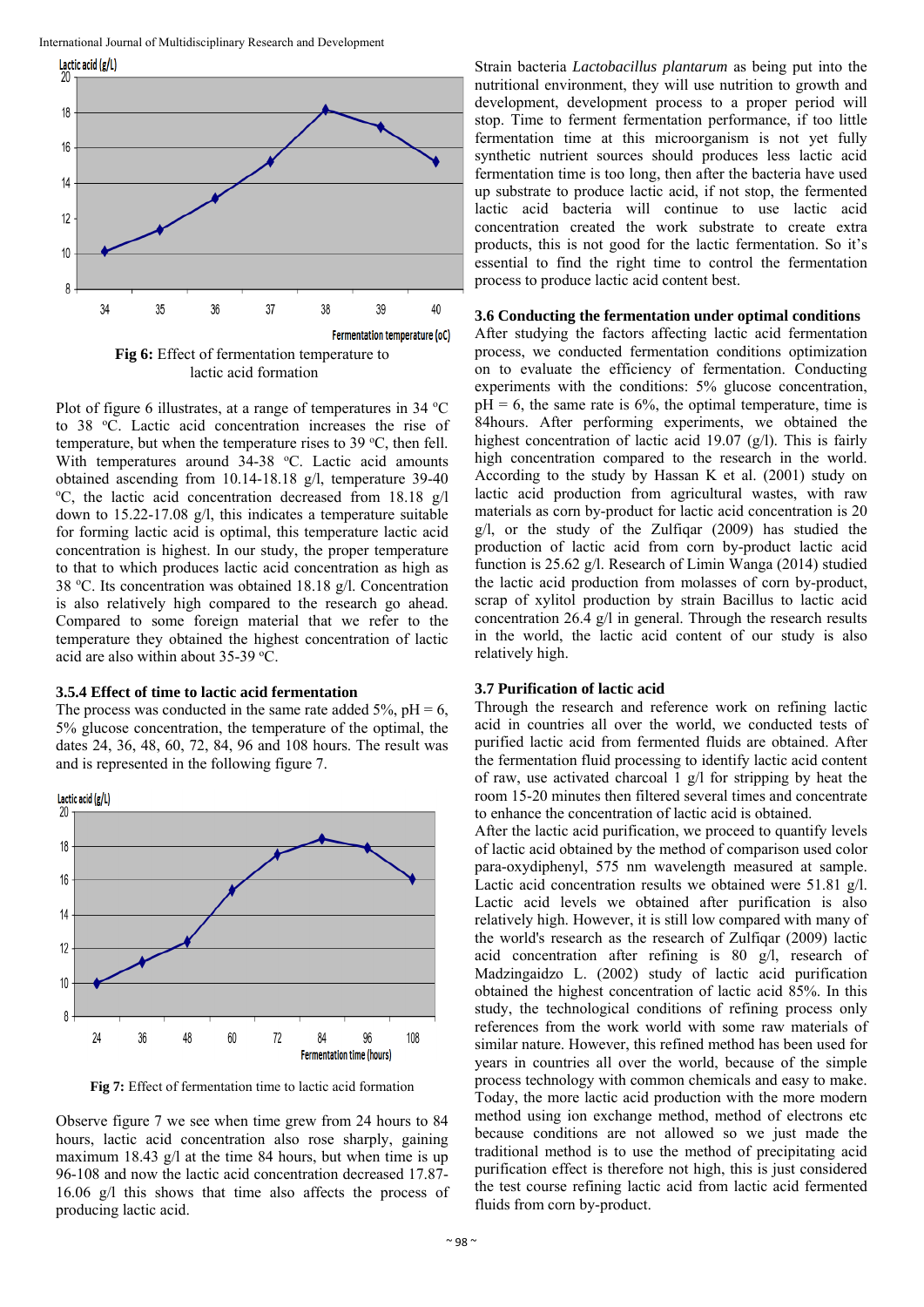Lactic acid (g/L)

20 18 16 14 12 10 8

34 35 36 37 38 39 40

Fermentation temperature (oC)

**Fig 6:** Effect of fermentation temperature to lactic acid formation

Plot of figure 6 illustrates, at a range of temperatures in 34 °C to 38 °C. Lactic acid concentration increases the rise of temperature, but when the temperature rises to 39 °C, then fell. With temperatures around 34-38 °C. Lactic acid amounts obtained ascending from 10.14-18.18 g/l, temperature 39-40 °C, the lactic acid concentration decreased from 18.18 g/l down to 15.22-17.08 g/l, this indicates a temperature suitable for forming lactic acid is optimal, this temperature lactic acid concentration is highest. In our study, the proper temperature to that to which produces lactic acid concentration as high as 38 °C. Its concentration was obtained 18.18 g/l. Concentration is also relatively high compared to the research go ahead. Compared to some foreign material that we refer to the temperature they obtained the highest concentration of lactic acid are also within about 35-39 °C.

### 3.5.4 Effect of time to lactic acid fermentation

The process was conducted in the same rate added 5%, pH = 6, 5% glucose concentration, the temperature of the optimal, the dates 24, 36, 48, 60, 72, 84, 96 and 108 hours. The result was and is represented in the following figure 7.

Lactic acid (g/L)

20 18 16 14 12 10 8

24 36 48 60 72 84 96 108

Fermentation time (hours)

**Fig 7:** Effect of fermentation time to lactic acid formation

Observe figure 7 we see when time grew from 24 hours to 84 hours, lactic acid concentration also rose sharply, gaining maximum 18.43 g/l at the time 84 hours, but when time is up 96-108 and now the lactic acid concentration decreased 17.87-16.06 g/l this shows that time also affects the process of producing lactic acid.

Strain bacteria *Lactobacillus plantarum* as being put into the nutritional environment, they will use nutrition to growth and development, development process to a proper period will stop. Time to ferment fermentation performance, if too little fermentation time at this microorganism is not yet fully synthetic nutrient sources should produces less lactic acid fermentation time is too long, then after the bacteria have used up substrate to produce lactic acid, if not stop, the fermented lactic acid bacteria will continue to use lactic acid concentration created the work substrate to create extra products, this is not good for the lactic fermentation. So it's essential to find the right time to control the fermentation process to produce lactic acid content best.

### 3.6 Conducting the fermentation under optimal conditions

After studying the factors affecting lactic acid fermentation process, we conducted fermentation conditions optimization on to evaluate the efficiency of fermentation. Conducting experiments with the conditions: 5% glucose concentration, pH = 6, the same rate is 6%, the optimal temperature, time is 84hours. After performing experiments, we obtained the highest concentration of lactic acid 19.07 (g/l). This is fairly high concentration compared to the research in the world. According to the study by Hassan K et al. (2001) study on lactic acid production from agricultural wastes, with raw materials as corn by-product for lactic acid concentration is 20 g/l, or the study of the Zulfiqar (2009) has studied the production of lactic acid from corn by-product lactic acid function is 25.62 g/l. Research of Limin Wanga (2014) studied the lactic acid production from molasses of corn by-product, scrap of xylitol production by strain Bacillus to lactic acid concentration 26.4 g/l in general. Through the research results in the world, the lactic acid content of our study is also relatively high.

### 3.7 Purification of lactic acid

Through the research and reference work on refining lactic acid in countries all over the world, we conducted tests of purified lactic acid from fermented fluids are obtained. After the fermentation fluid processing to identify lactic acid content of raw, use activated charcoal 1 g/l for stripping by heat the room 15-20 minutes then filtered several times and concentrate to enhance the concentration of lactic acid is obtained.

After the lactic acid purification, we proceed to quantify levels of lactic acid obtained by the method of comparison used color para-oxydiphenyl, 575 nm wavelength measured at sample. Lactic acid concentration results we obtained were 51.81 g/l. Lactic acid levels we obtained after purification is also relatively high. However, it is still low compared with many of the world's research as the research of Zulfiqar (2009) lactic acid concentration after refining is 80 g/l, research of Madzingaidzo L. (2002) study of lactic acid purification obtained the highest concentration of lactic acid 85%. In this study, the technological conditions of refining process only references from the work world with some raw materials of similar nature. However, this refined method has been used for years in countries all over the world, because of the simple process technology with common chemicals and easy to make. Today, the more lactic acid production with the more modern method using ion exchange method, method of electrons etc because conditions are not allowed so we just made the traditional method is to use the method of precipitating acid purification effect is therefore not high, this is just considered the test course refining lactic acid from lactic acid fermented fluids from corn by-product.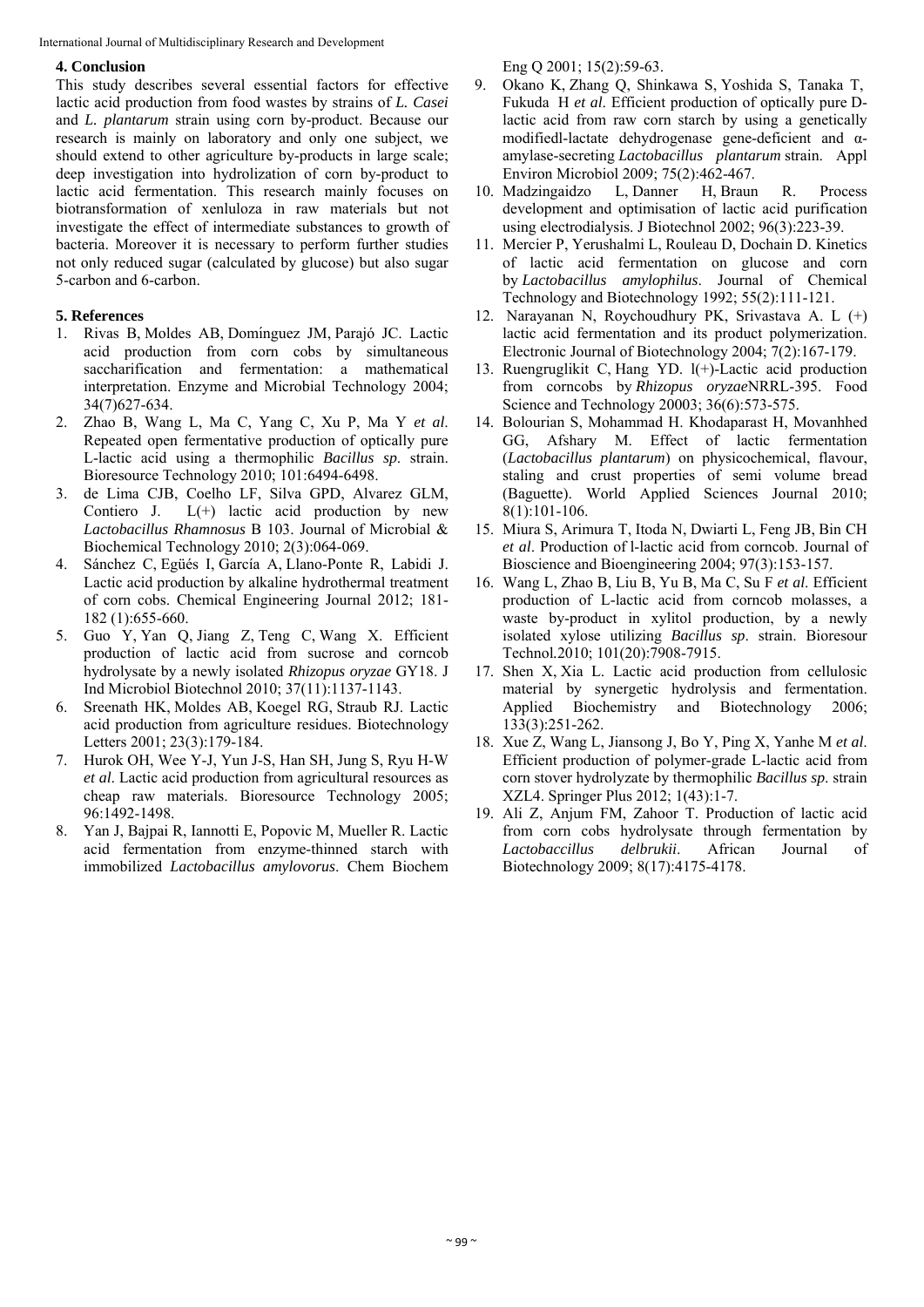## 4. Conclusion

This study describes several essential factors for effective lactic acid production from food wastes by strains of *L. Casei* and *L. plantarum* strain using corn by-product. Because our research is mainly on laboratory and only one subject, we should extend to other agriculture by-products in large scale; deep investigation into hydrolization of corn by-product to lactic acid fermentation. This research mainly focuses on biotransformation of xenluloza in raw materials but not investigate the effect of intermediate substances to growth of bacteria. Moreover it is necessary to perform further studies not only reduced sugar (calculated by glucose) but also sugar 5-carbon and 6-carbon.

## 5. References

1. Rivas B, Moldes AB, Domínguez JM, Parajó JC. Lactic acid production from corn cobs by simultaneous saccharification and fermentation: a mathematical interpretation. Enzyme and Microbial Technology 2004; 34(7)627-634.
2. Zhao B, Wang L, Ma C, Yang C, Xu P, Ma Y *et al*. Repeated open fermentative production of optically pure L-lactic acid using a thermophilic *Bacillus sp*. strain. Bioresource Technology 2010; 101:6494-6498.
3. de Lima CJB, Coelho LF, Silva GPD, Alvarez GLM, Contiero J. L(+) lactic acid production by new *Lactobacillus Rhamnosus* B 103. Journal of Microbial & Biochemical Technology 2010; 2(3):064-069.
4. Sánchez C, Egüés I, García A, Llano-Ponte R, Labidi J. Lactic acid production by alkaline hydrothermal treatment of corn cobs. Chemical Engineering Journal 2012; 181-182 (1):655-660.
5. Guo Y, Yan Q, Jiang Z, Teng C, Wang X. Efficient production of lactic acid from sucrose and corncob hydrolysate by a newly isolated *Rhizopus oryzae* GY18. J Ind Microbiol Biotechnol 2010; 37(11):1137-1143.
6. Sreenath HK, Moldes AB, Koegel RG, Straub RJ. Lactic acid production from agriculture residues. Biotechnology Letters 2001; 23(3):179-184.
7. Hurok OH, Wee Y-J, Yun J-S, Han SH, Jung S, Ryu H-W *et al*. Lactic acid production from agricultural resources as cheap raw materials. Bioresource Technology 2005; 96:1492-1498.
8. Yan J, Bajpai R, Iannotti E, Popovic M, Mueller R. Lactic acid fermentation from enzyme-thinned starch with immobilized *Lactobacillus amylovorus*. Chem Biochem Eng Q 2001; 15(2):59-63.
9. Okano K, Zhang Q, Shinkawa S, Yoshida S, Tanaka T, Fukuda H *et al*. Efficient production of optically pure D-lactic acid from raw corn starch by using a genetically modifiedl-lactate dehydrogenase gene-deficient and α-amylase-secreting *Lactobacillus plantarum* strain. Appl Environ Microbiol 2009; 75(2):462-467.
10. Madzingaidzo L, Danner H, Braun R. Process development and optimisation of lactic acid purification using electrodialysis. J Biotechnol 2002; 96(3):223-39.
11. Mercier P, Yerushalmi L, Rouleau D, Dochain D. Kinetics of lactic acid fermentation on glucose and corn by *Lactobacillus amylophilus*. Journal of Chemical Technology and Biotechnology 1992; 55(2):111-121.
12. Narayanan N, Roychoudhury PK, Srivastava A. L (+) lactic acid fermentation and its product polymerization. Electronic Journal of Biotechnology 2004; 7(2):167-179.
13. Ruengruglikit C, Hang YD. l(+)-Lactic acid production from corncobs by *Rhizopus oryzae*NRRL-395. Food Science and Technology 20003; 36(6):573-575.
14. Bolourian S, Mohammad H. Khodaparast H, Movanhhed GG, Afshary M. Effect of lactic fermentation (*Lactobacillus plantarum*) on physicochemical, flavour, staling and crust properties of semi volume bread (Baguette). World Applied Sciences Journal 2010; 8(1):101-106.
15. Miura S, Arimura T, Itoda N, Dwiarti L, Feng JB, Bin CH *et al*. Production of l-lactic acid from corncob. Journal of Bioscience and Bioengineering 2004; 97(3):153-157.
16. Wang L, Zhao B, Liu B, Yu B, Ma C, Su F *et al*. Efficient production of L-lactic acid from corncob molasses, a waste by-product in xylitol production, by a newly isolated xylose utilizing *Bacillus sp*. strain. Bioresour Technol.2010; 101(20):7908-7915.
17. Shen X, Xia L. Lactic acid production from cellulosic material by synergetic hydrolysis and fermentation. Applied Biochemistry and Biotechnology 2006; 133(3):251-262.
18. Xue Z, Wang L, Jiansong J, Bo Y, Ping X, Yanhe M *et al*. Efficient production of polymer-grade L-lactic acid from corn stover hydrolyzate by thermophilic *Bacillus sp*. strain XZL4. Springer Plus 2012; 1(43):1-7.
19. Ali Z, Anjum FM, Zahoor T. Production of lactic acid from corn cobs hydrolysate through fermentation by *Lactobaccillus delbrukii*. African Journal of Biotechnology 2009; 8(17):4175-4178.